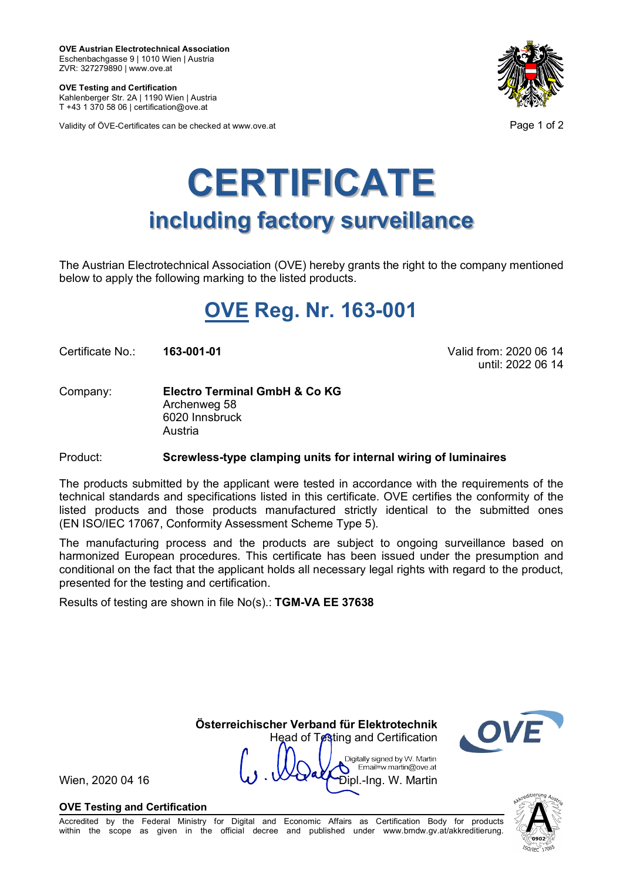**OVE Austrian Electrotechnical Association**
Eschenbachgasse 9 | 1010 Wien | Austria
ZVR: 327279890 | www.ove.at

**OVE Testing and Certification**
Kahlenberger Str. 2A | 1190 Wien | Austria
T +43 1 370 58 06 | certification@ove.at

Validity of ÖVE-Certificates can be checked at www.ove.at

# CERTIFICATE

## including factory surveillance

The Austrian Electrotechnical Association (OVE) hereby grants the right to the company mentioned below to apply the following marking to the listed products.

## OVE Reg. Nr. 163-001

Certificate No.: **163-001-01**

Valid from: 2020 06 14
until: 2022 06 14

Company: **Electro Terminal GmbH & Co KG**
Archenweg 58
6020 Innsbruck
Austria

Product: **Screwless-type clamping units for internal wiring of luminaires**

The products submitted by the applicant were tested in accordance with the requirements of the technical standards and specifications listed in this certificate. OVE certifies the conformity of the listed products and those products manufactured strictly identical to the submitted ones (EN ISO/IEC 17067, Conformity Assessment Scheme Type 5).

The manufacturing process and the products are subject to ongoing surveillance based on harmonized European procedures. This certificate has been issued under the presumption and conditional on the fact that the applicant holds all necessary legal rights with regard to the product, presented for the testing and certification.

Results of testing are shown in file No(s).: **TGM-VA EE 37638**

**Österreichischer Verband für Elektrotechnik**
Head of Testing and Certification

Digitally signed by W. Martin
Email=w.martin@ove.at
Dipl.-Ing. W. Martin

Wien, 2020 04 16

**OVE Testing and Certification**

Accredited by the Federal Ministry for Digital and Economic Affairs as Certification Body for products within the scope as given in the official decree and published under www.bmdw.gv.at/akkreditierung.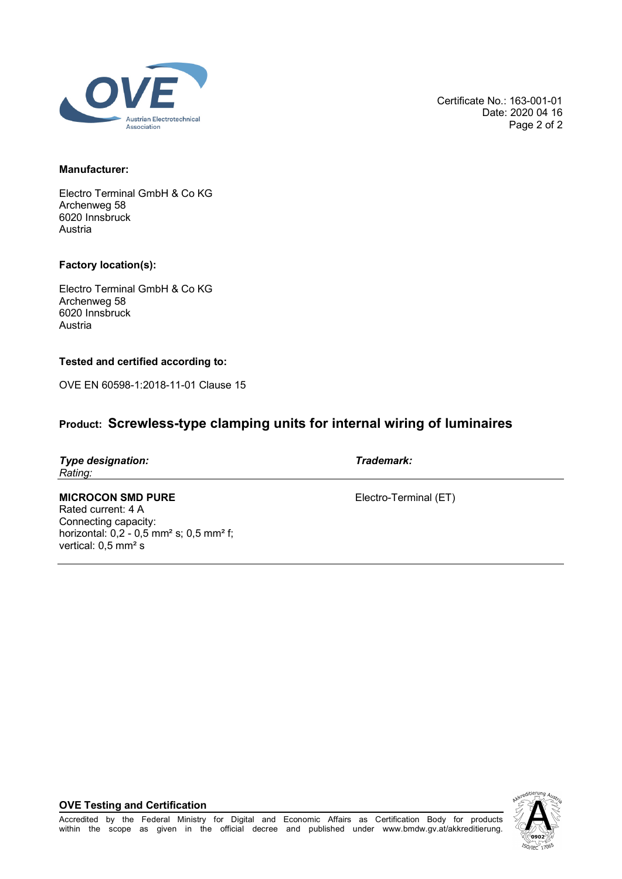Certificate No.: 163-001-01
Date: 2020 04 16

**Manufacturer:**

Electro Terminal GmbH & Co KG
Archenweg 58
6020 Innsbruck
Austria

**Factory location(s):**

Electro Terminal GmbH & Co KG
Archenweg 58
6020 Innsbruck
Austria

**Tested and certified according to:**

OVE EN 60598-1:2018-11-01 Clause 15

**Product: Screwless-type clamping units for internal wiring of luminaires**

| ***Type designation:*** *Rating:* | ***Trademark:*** |
|---|---|
| **MICROCON SMD PURE** Rated current: 4 A Connecting capacity: horizontal: 0,2 - 0,5 mm² s; 0,5 mm² f; vertical: 0,5 mm² s | Electro-Terminal (ET) |

**OVE Testing and Certification**

Accredited by the Federal Ministry for Digital and Economic Affairs as Certification Body for products within the scope as given in the official decree and published under www.bmdw.gv.at/akkreditierung.